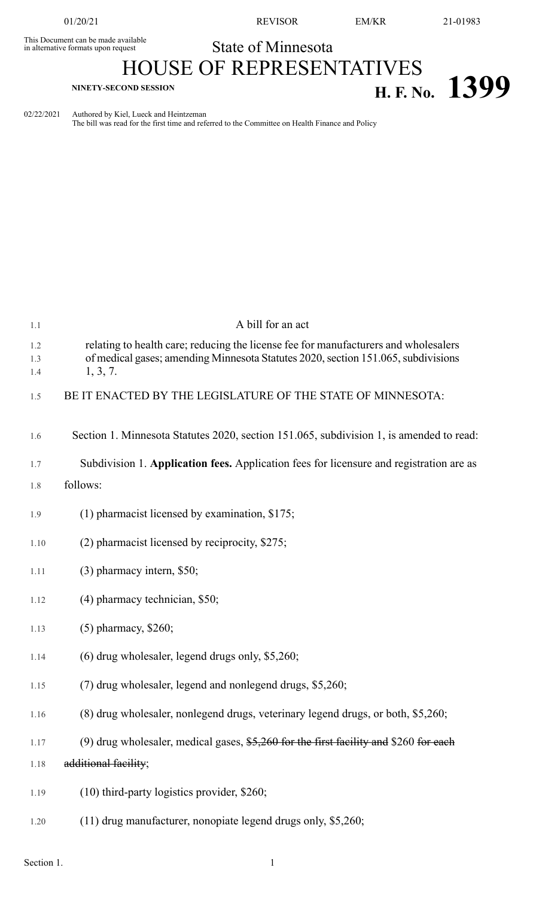This Document can be made available in alternative formats upon request

# State of Minnesota
# HOUSE OF REPRESENTATIVES

**NINETY-SECOND SESSION**

**H. F. No. 1399**

02/22/2021 Authored by Kiel, Lueck and Heintzeman
The bill was read for the first time and referred to the Committee on Health Finance and Policy

A bill for an act

relating to health care; reducing the license fee for manufacturers and wholesalers of medical gases; amending Minnesota Statutes 2020, section 151.065, subdivisions 1, 3, 7.

BE IT ENACTED BY THE LEGISLATURE OF THE STATE OF MINNESOTA:

Section 1. Minnesota Statutes 2020, section 151.065, subdivision 1, is amended to read:

Subdivision 1. **Application fees.** Application fees for licensure and registration are as follows:

(1) pharmacist licensed by examination, $175;

(2) pharmacist licensed by reciprocity, $275;

(3) pharmacy intern, $50;

(4) pharmacy technician, $50;

(5) pharmacy, $260;

(6) drug wholesaler, legend drugs only, $5,260;

(7) drug wholesaler, legend and nonlegend drugs, $5,260;

(8) drug wholesaler, nonlegend drugs, veterinary legend drugs, or both, $5,260;

(9) drug wholesaler, medical gases, ~~$5,260 for the first facility and~~ $260 ~~for each additional facility~~;

(10) third-party logistics provider, $260;

(11) drug manufacturer, nonopiate legend drugs only, $5,260;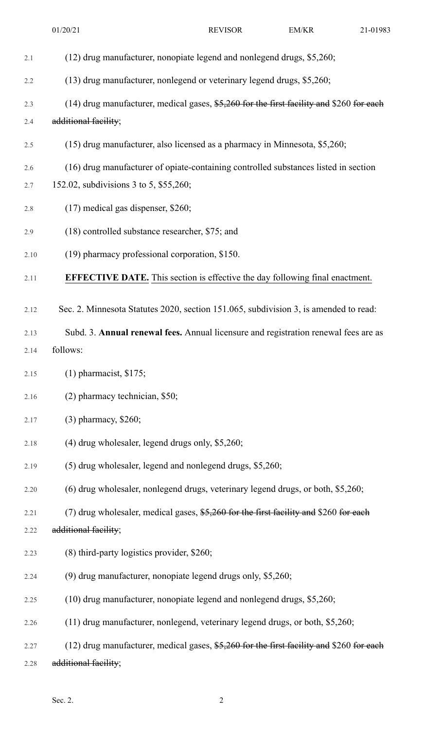(12) drug manufacturer, nonopiate legend and nonlegend drugs, $5,260;

(13) drug manufacturer, nonlegend or veterinary legend drugs, $5,260;

(14) drug manufacturer, medical gases, ~~$5,260 for the first facility and~~ $260 ~~for each additional facility~~;

(15) drug manufacturer, also licensed as a pharmacy in Minnesota, $5,260;

(16) drug manufacturer of opiate-containing controlled substances listed in section 152.02, subdivisions 3 to 5, $55,260;

(17) medical gas dispenser, $260;

(18) controlled substance researcher, $75; and

(19) pharmacy professional corporation, $150.

**EFFECTIVE DATE.** This section is effective the day following final enactment.

Sec. 2. Minnesota Statutes 2020, section 151.065, subdivision 3, is amended to read:

Subd. 3. **Annual renewal fees.** Annual licensure and registration renewal fees are as follows:

(1) pharmacist, $175;

(2) pharmacy technician, $50;

(3) pharmacy, $260;

(4) drug wholesaler, legend drugs only, $5,260;

(5) drug wholesaler, legend and nonlegend drugs, $5,260;

(6) drug wholesaler, nonlegend drugs, veterinary legend drugs, or both, $5,260;

(7) drug wholesaler, medical gases, ~~$5,260 for the first facility and~~ $260 ~~for each additional facility~~;

(8) third-party logistics provider, $260;

(9) drug manufacturer, nonopiate legend drugs only, $5,260;

(10) drug manufacturer, nonopiate legend and nonlegend drugs, $5,260;

(11) drug manufacturer, nonlegend, veterinary legend drugs, or both, $5,260;

(12) drug manufacturer, medical gases, ~~$5,260 for the first facility and~~ $260 ~~for each additional facility~~;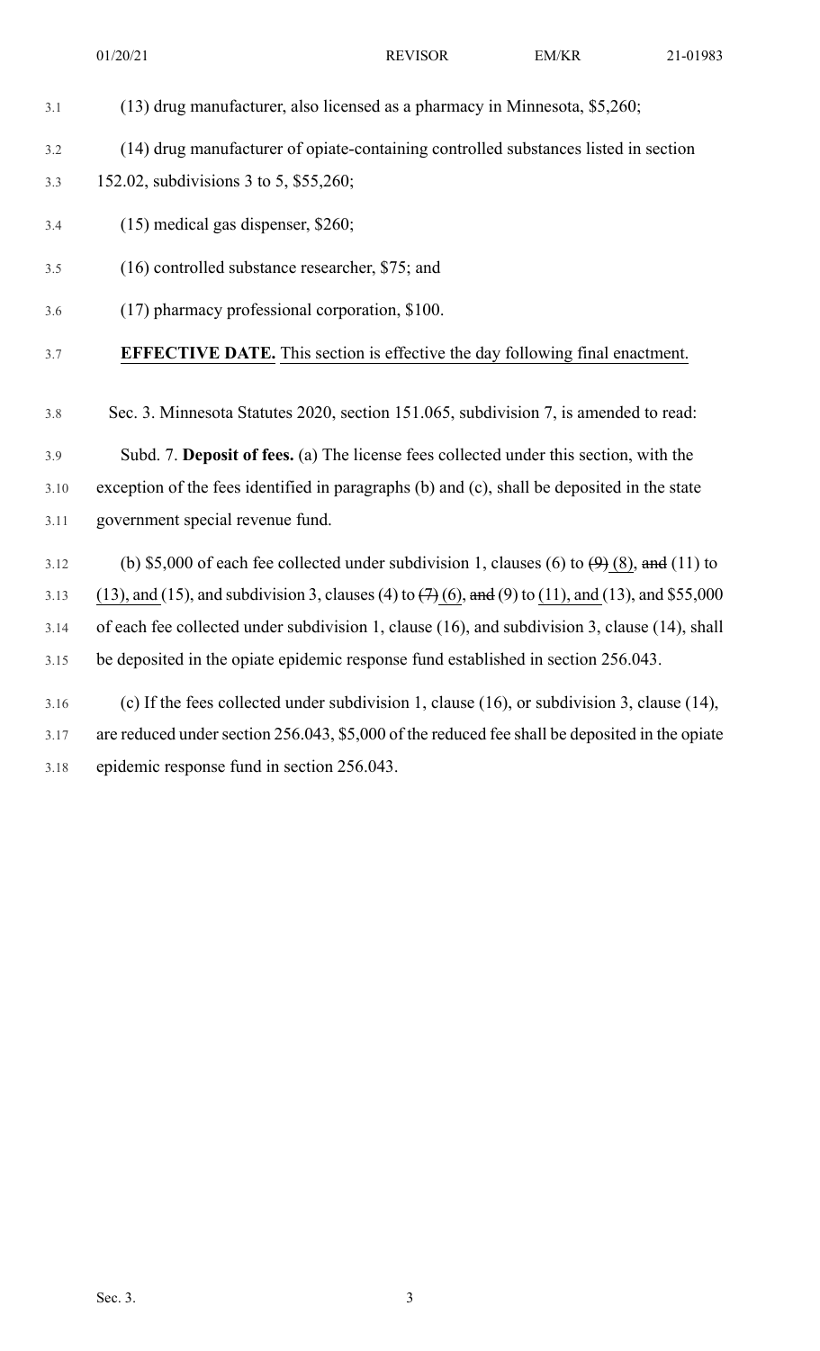(13) drug manufacturer, also licensed as a pharmacy in Minnesota, $5,260;

(14) drug manufacturer of opiate-containing controlled substances listed in section 152.02, subdivisions 3 to 5, $55,260;

(15) medical gas dispenser, $260;

(16) controlled substance researcher, $75; and

(17) pharmacy professional corporation, $100.

**EFFECTIVE DATE.** <u>This section is effective the day following final enactment.</u>

Sec. 3. Minnesota Statutes 2020, section 151.065, subdivision 7, is amended to read:

Subd. 7. **Deposit of fees.** (a) The license fees collected under this section, with the exception of the fees identified in paragraphs (b) and (c), shall be deposited in the state government special revenue fund.

(b) $5,000 of each fee collected under subdivision 1, clauses (6) to ~~(9)~~ <u>(8)</u>, ~~and~~ (11) to <u>(13), and</u> (15), and subdivision 3, clauses (4) to ~~(7)~~ <u>(6)</u>, ~~and~~ (9) to <u>(11), and</u> (13), and $55,000 of each fee collected under subdivision 1, clause (16), and subdivision 3, clause (14), shall be deposited in the opiate epidemic response fund established in section 256.043.

(c) If the fees collected under subdivision 1, clause (16), or subdivision 3, clause (14), are reduced under section 256.043, $5,000 of the reduced fee shall be deposited in the opiate epidemic response fund in section 256.043.